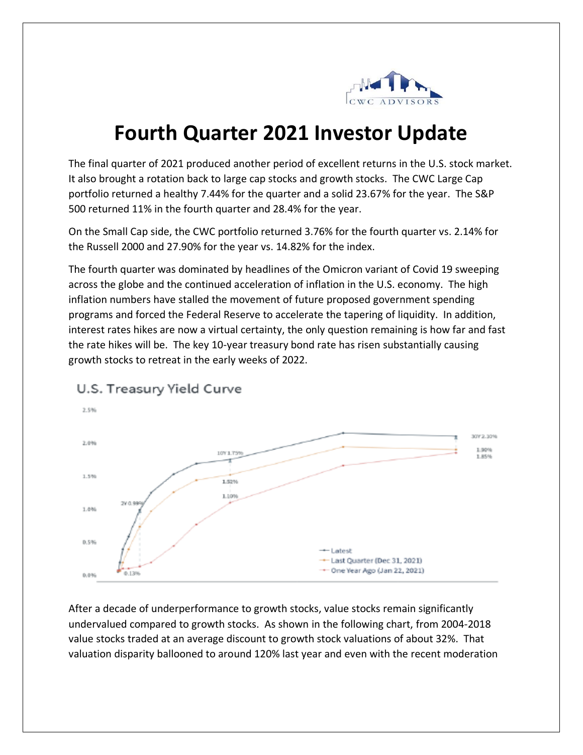# Fourth Quarter 2021 Investor Update

The final quarter of 2021 produced another period of excellent returns in the U.S. stock market. It also brought a rotation back to large cap stocks and growth stocks. The CWC Large Cap portfolio returned a healthy 7.44% for the quarter and a solid 23.67% for the year. The S&P 500 returned 11% in the fourth quarter and 28.4% for the year.

On the Small Cap side, the CWC portfolio returned 3.76% for the fourth quarter vs. 2.14% for the Russell 2000 and 27.90% for the year vs. 14.82% for the index.

The fourth quarter was dominated by headlines of the Omicron variant of Covid 19 sweeping across the globe and the continued acceleration of inflation in the U.S. economy. The high inflation numbers have stalled the movement of future proposed government spending programs and forced the Federal Reserve to accelerate the tapering of liquidity. In addition, interest rates hikes are now a virtual certainty, the only question remaining is how far and fast the rate hikes will be. The key 10-year treasury bond rate has risen substantially causing growth stocks to retreat in the early weeks of 2022.

U.S. Treasury Yield Curve

After a decade of underperformance to growth stocks, value stocks remain significantly undervalued compared to growth stocks. As shown in the following chart, from 2004-2018 value stocks traded at an average discount to growth stock valuations of about 32%. That valuation disparity ballooned to around 120% last year and even with the recent moderation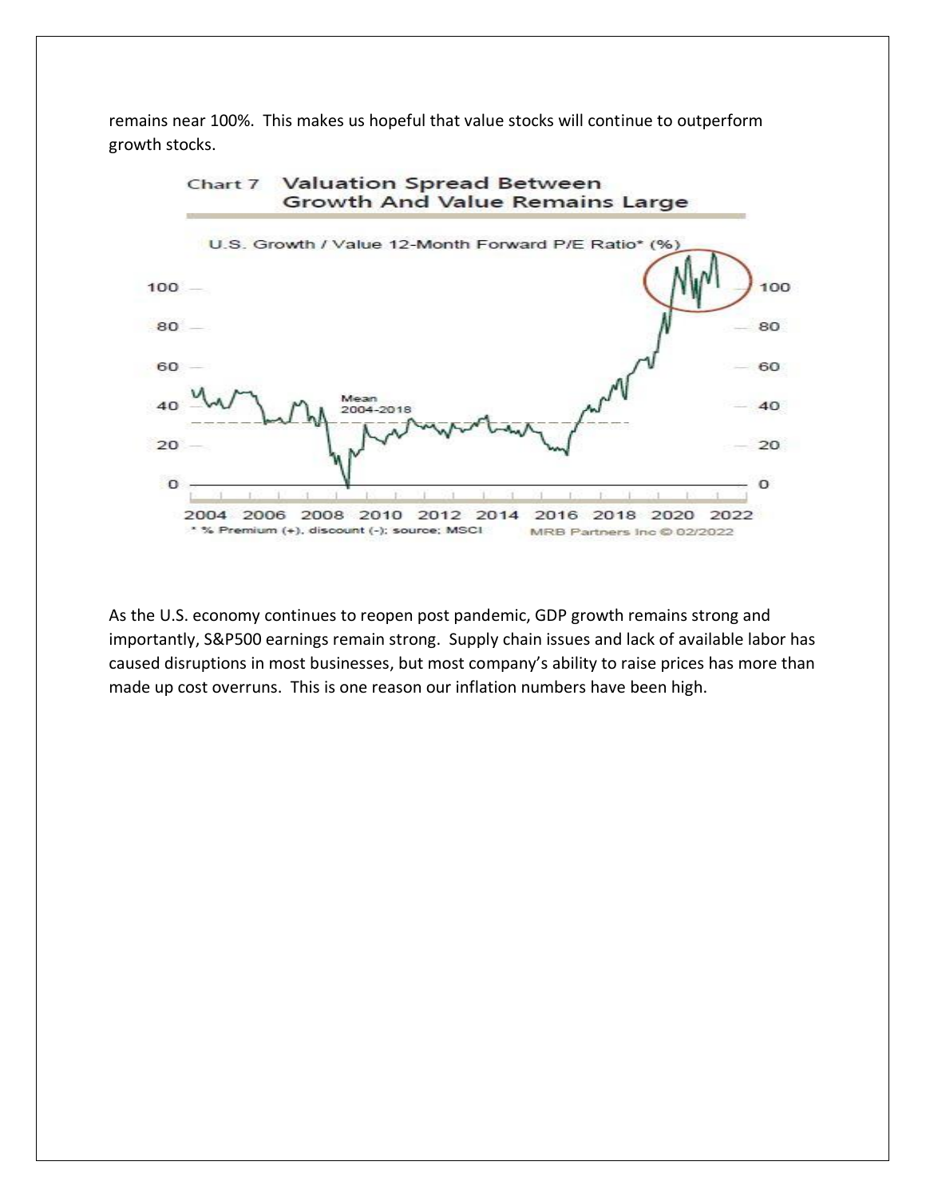remains near 100%. This makes us hopeful that value stocks will continue to outperform growth stocks.

Chart 7 Valuation Spread Between Growth And Value Remains Large

U.S. Growth / Value 12-Month Forward P/E Ratio* (%)

* % Premium (+), discount (-); source: MSCI MRB Partners Inc © 02/2022

As the U.S. economy continues to reopen post pandemic, GDP growth remains strong and importantly, S&P500 earnings remain strong. Supply chain issues and lack of available labor has caused disruptions in most businesses, but most company's ability to raise prices has more than made up cost overruns. This is one reason our inflation numbers have been high.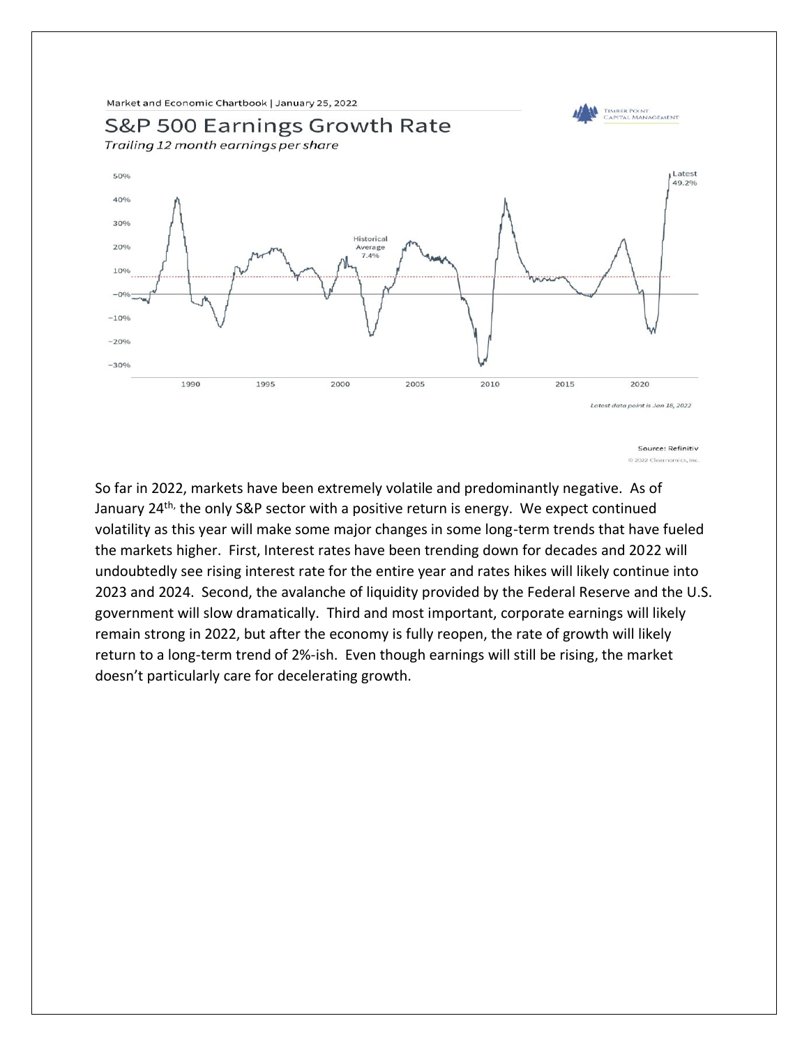Market and Economic Chartbook | January 25, 2022

## S&P 500 Earnings Growth Rate

*Trailing 12 month earnings per share*

Latest 49.2%

Historical Average 7.4%

*Latest data point is Jan 18, 2022*

Source: Refinitiv

© 2022 Clearnomics, Inc.

So far in 2022, markets have been extremely volatile and predominantly negative. As of January 24th, the only S&P sector with a positive return is energy. We expect continued volatility as this year will make some major changes in some long-term trends that have fueled the markets higher. First, Interest rates have been trending down for decades and 2022 will undoubtedly see rising interest rate for the entire year and rates hikes will likely continue into 2023 and 2024. Second, the avalanche of liquidity provided by the Federal Reserve and the U.S. government will slow dramatically. Third and most important, corporate earnings will likely remain strong in 2022, but after the economy is fully reopen, the rate of growth will likely return to a long-term trend of 2%-ish. Even though earnings will still be rising, the market doesn't particularly care for decelerating growth.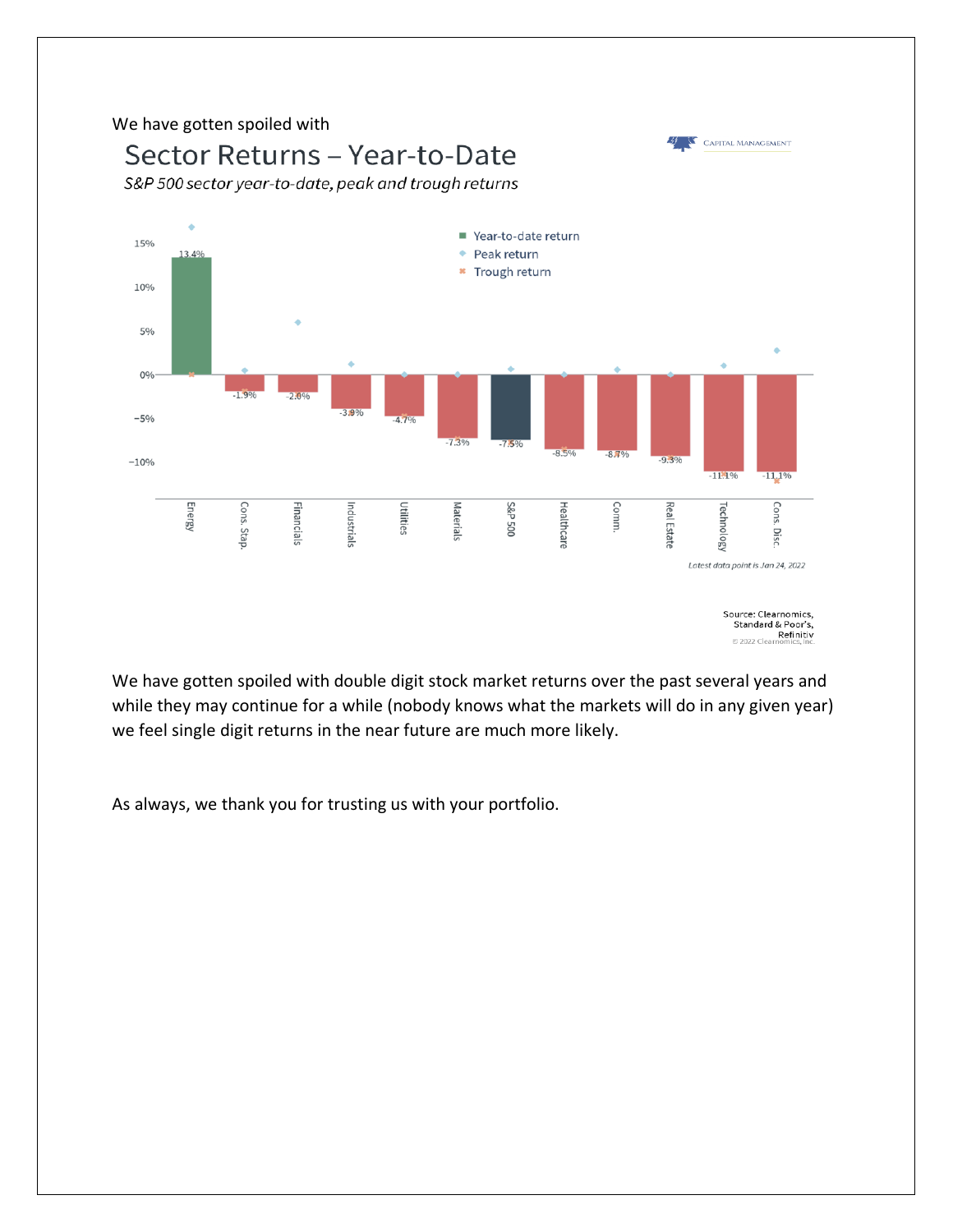We have gotten spoiled with

## Sector Returns – Year-to-Date

*S&P 500 sector year-to-date, peak and trough returns*

Capital Management

Year-to-date return
Peak return
Trough return

15%
10%
5%
0%
−5%
−10%

13.4%
-1.9%
-2.0%
-3.9%
-4.7%
-7.3%
-7.5%
-8.5%
-8.7%
-9.3%
-11.1%
-11.1%

Energy
Cons. Stap.
Financials
Industrials
Utilities
Materials
S&P 500
Healthcare
Comm.
Real Estate
Technology
Cons. Disc.

*Latest data point is Jan 24, 2022*

Source: Clearnomics, Standard & Poor's, Refinitiv
© 2022 Clearnomics, Inc.

We have gotten spoiled with double digit stock market returns over the past several years and while they may continue for a while (nobody knows what the markets will do in any given year) we feel single digit returns in the near future are much more likely.

As always, we thank you for trusting us with your portfolio.